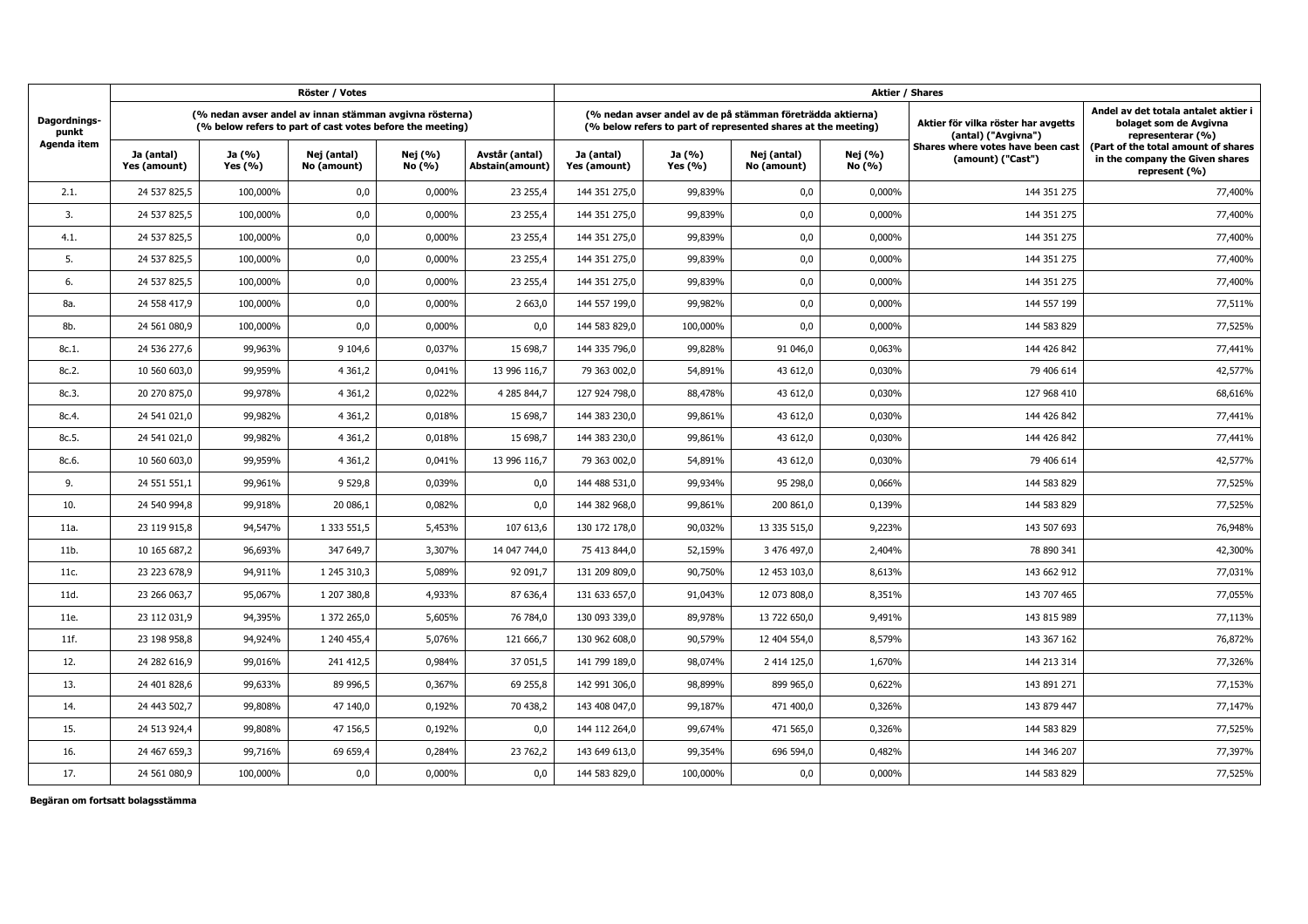| Dagordnings-punkt Agenda item | Röster / Votes | | | | | Aktier / Shares | | | | | |
|---|---|---|---|---|---|---|---|---|---|---|---|
| | (% nedan avser andel av innan stämman avgivna rösterna) (% below refers to part of cast votes before the meeting) | | | | | (% nedan avser andel av de på stämman företrädda aktierna) (% below refers to part of represented shares at the meeting) | | | | Aktier för vilka röster har avgetts (antal) ("Avgivna") Shares where votes have been cast (amount) ("Cast") | Andel av det totala antalet aktier i bolaget som de Avgivna representerar (%) (Part of the total amount of shares in the company the Given shares represent (%) |
| | Ja (antal) Yes (amount) | Ja (%) Yes (%) | Nej (antal) No (amount) | Nej (%) No (%) | Avstår (antal) Abstain(amount) | Ja (antal) Yes (amount) | Ja (%) Yes (%) | Nej (antal) No (amount) | Nej (%) No (%) | | |
| 2.1. | 24 537 825,5 | 100,000% | 0,0 | 0,000% | 23 255,4 | 144 351 275,0 | 99,839% | 0,0 | 0,000% | 144 351 275 | 77,400% |
| 3. | 24 537 825,5 | 100,000% | 0,0 | 0,000% | 23 255,4 | 144 351 275,0 | 99,839% | 0,0 | 0,000% | 144 351 275 | 77,400% |
| 4.1. | 24 537 825,5 | 100,000% | 0,0 | 0,000% | 23 255,4 | 144 351 275,0 | 99,839% | 0,0 | 0,000% | 144 351 275 | 77,400% |
| 5. | 24 537 825,5 | 100,000% | 0,0 | 0,000% | 23 255,4 | 144 351 275,0 | 99,839% | 0,0 | 0,000% | 144 351 275 | 77,400% |
| 6. | 24 537 825,5 | 100,000% | 0,0 | 0,000% | 23 255,4 | 144 351 275,0 | 99,839% | 0,0 | 0,000% | 144 351 275 | 77,400% |
| 8a. | 24 558 417,9 | 100,000% | 0,0 | 0,000% | 2 663,0 | 144 557 199,0 | 99,982% | 0,0 | 0,000% | 144 557 199 | 77,511% |
| 8b. | 24 561 080,9 | 100,000% | 0,0 | 0,000% | 0,0 | 144 583 829,0 | 100,000% | 0,0 | 0,000% | 144 583 829 | 77,525% |
| 8c.1. | 24 536 277,6 | 99,963% | 9 104,6 | 0,037% | 15 698,7 | 144 335 796,0 | 99,828% | 91 046,0 | 0,063% | 144 426 842 | 77,441% |
| 8c.2. | 10 560 603,0 | 99,959% | 4 361,2 | 0,041% | 13 996 116,7 | 79 363 002,0 | 54,891% | 43 612,0 | 0,030% | 79 406 614 | 42,577% |
| 8c.3. | 20 270 875,0 | 99,978% | 4 361,2 | 0,022% | 4 285 844,7 | 127 924 798,0 | 88,478% | 43 612,0 | 0,030% | 127 968 410 | 68,616% |
| 8c.4. | 24 541 021,0 | 99,982% | 4 361,2 | 0,018% | 15 698,7 | 144 383 230,0 | 99,861% | 43 612,0 | 0,030% | 144 426 842 | 77,441% |
| 8c.5. | 24 541 021,0 | 99,982% | 4 361,2 | 0,018% | 15 698,7 | 144 383 230,0 | 99,861% | 43 612,0 | 0,030% | 144 426 842 | 77,441% |
| 8c.6. | 10 560 603,0 | 99,959% | 4 361,2 | 0,041% | 13 996 116,7 | 79 363 002,0 | 54,891% | 43 612,0 | 0,030% | 79 406 614 | 42,577% |
| 9. | 24 551 551,1 | 99,961% | 9 529,8 | 0,039% | 0,0 | 144 488 531,0 | 99,934% | 95 298,0 | 0,066% | 144 583 829 | 77,525% |
| 10. | 24 540 994,8 | 99,918% | 20 086,1 | 0,082% | 0,0 | 144 382 968,0 | 99,861% | 200 861,0 | 0,139% | 144 583 829 | 77,525% |
| 11a. | 23 119 915,8 | 94,547% | 1 333 551,5 | 5,453% | 107 613,6 | 130 172 178,0 | 90,032% | 13 335 515,0 | 9,223% | 143 507 693 | 76,948% |
| 11b. | 10 165 687,2 | 96,693% | 347 649,7 | 3,307% | 14 047 744,0 | 75 413 844,0 | 52,159% | 3 476 497,0 | 2,404% | 78 890 341 | 42,300% |
| 11c. | 23 223 678,9 | 94,911% | 1 245 310,3 | 5,089% | 92 091,7 | 131 209 809,0 | 90,750% | 12 453 103,0 | 8,613% | 143 662 912 | 77,031% |
| 11d. | 23 266 063,7 | 95,067% | 1 207 380,8 | 4,933% | 87 636,4 | 131 633 657,0 | 91,043% | 12 073 808,0 | 8,351% | 143 707 465 | 77,055% |
| 11e. | 23 112 031,9 | 94,395% | 1 372 265,0 | 5,605% | 76 784,0 | 130 093 339,0 | 89,978% | 13 722 650,0 | 9,491% | 143 815 989 | 77,113% |
| 11f. | 23 198 958,8 | 94,924% | 1 240 455,4 | 5,076% | 121 666,7 | 130 962 608,0 | 90,579% | 12 404 554,0 | 8,579% | 143 367 162 | 76,872% |
| 12. | 24 282 616,9 | 99,016% | 241 412,5 | 0,984% | 37 051,5 | 141 799 189,0 | 98,074% | 2 414 125,0 | 1,670% | 144 213 314 | 77,326% |
| 13. | 24 401 828,6 | 99,633% | 89 996,5 | 0,367% | 69 255,8 | 142 991 306,0 | 98,899% | 899 965,0 | 0,622% | 143 891 271 | 77,153% |
| 14. | 24 443 502,7 | 99,808% | 47 140,0 | 0,192% | 70 438,2 | 143 408 047,0 | 99,187% | 471 400,0 | 0,326% | 143 879 447 | 77,147% |
| 15. | 24 513 924,4 | 99,808% | 47 156,5 | 0,192% | 0,0 | 144 112 264,0 | 99,674% | 471 565,0 | 0,326% | 144 583 829 | 77,525% |
| 16. | 24 467 659,3 | 99,716% | 69 659,4 | 0,284% | 23 762,2 | 143 649 613,0 | 99,354% | 696 594,0 | 0,482% | 144 346 207 | 77,397% |
| 17. | 24 561 080,9 | 100,000% | 0,0 | 0,000% | 0,0 | 144 583 829,0 | 100,000% | 0,0 | 0,000% | 144 583 829 | 77,525% |

**Begäran om fortsatt bolagsstämma**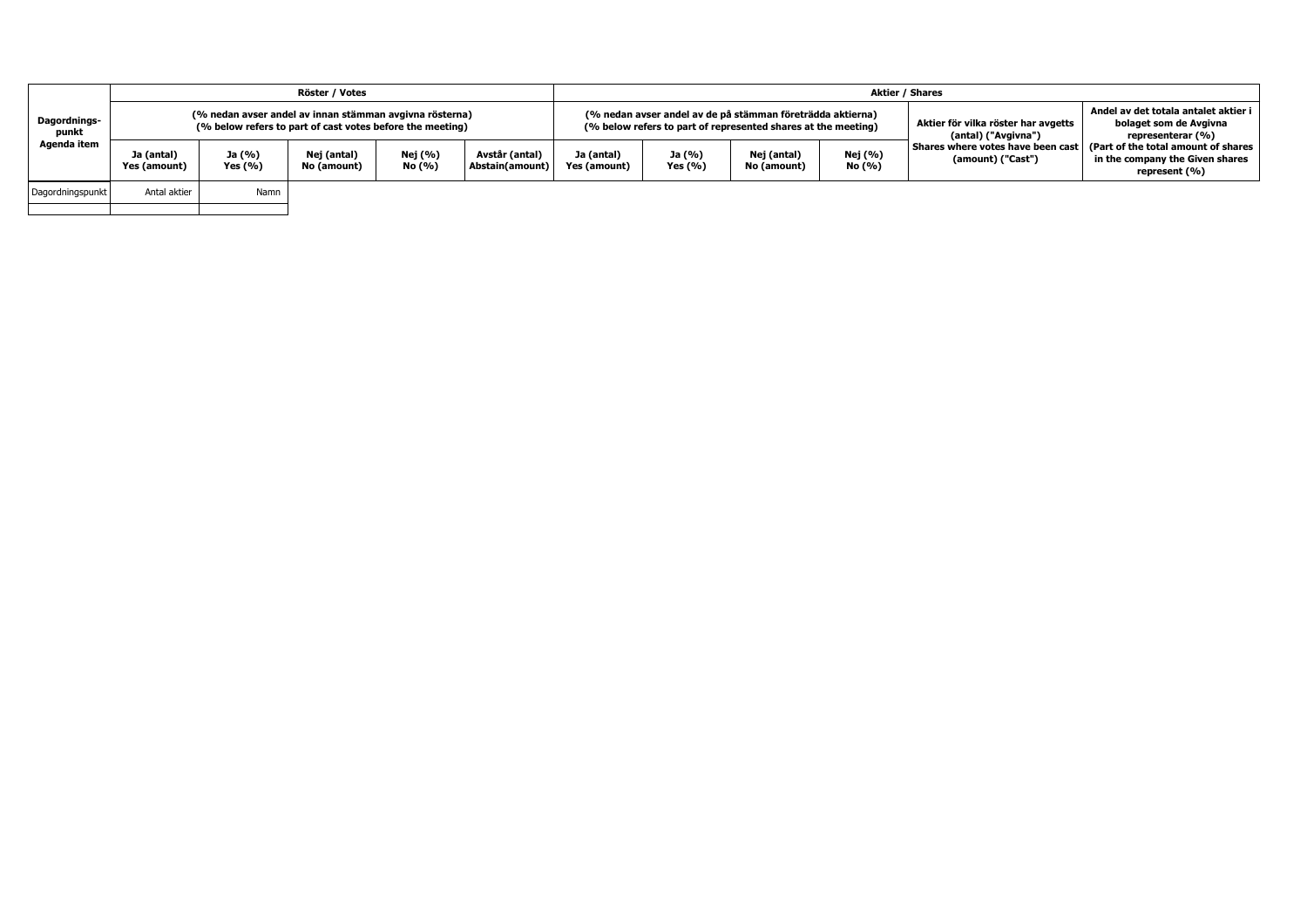| Dagordnings-punkt Agenda item | Röster / Votes | | | | | Aktier / Shares | | | | | |
|---|---|---|---|---|---|---|---|---|---|---|---|
| | (% nedan avser andel av innan stämman avgivna rösterna) (% below refers to part of cast votes before the meeting) | | | | | (% nedan avser andel av de på stämman företrädda aktierna) (% below refers to part of represented shares at the meeting) | | | | Aktier för vilka röster har avgetts (antal) ("Avgivna") Shares where votes have been cast (amount) ("Cast") | Andel av det totala antalet aktier i bolaget som de Avgivna representerar (%) (Part of the total amount of shares in the company the Given shares represent (%)) |
| | Ja (antal) Yes (amount) | Ja (%) Yes (%) | Nej (antal) No (amount) | Nej (%) No (%) | Avstår (antal) Abstain(amount) | Ja (antal) Yes (amount) | Ja (%) Yes (%) | Nej (antal) No (amount) | Nej (%) No (%) | | |

| | | |
|---|---|---|
| Dagordningspunkt | Antal aktier | Namn |
| | | |